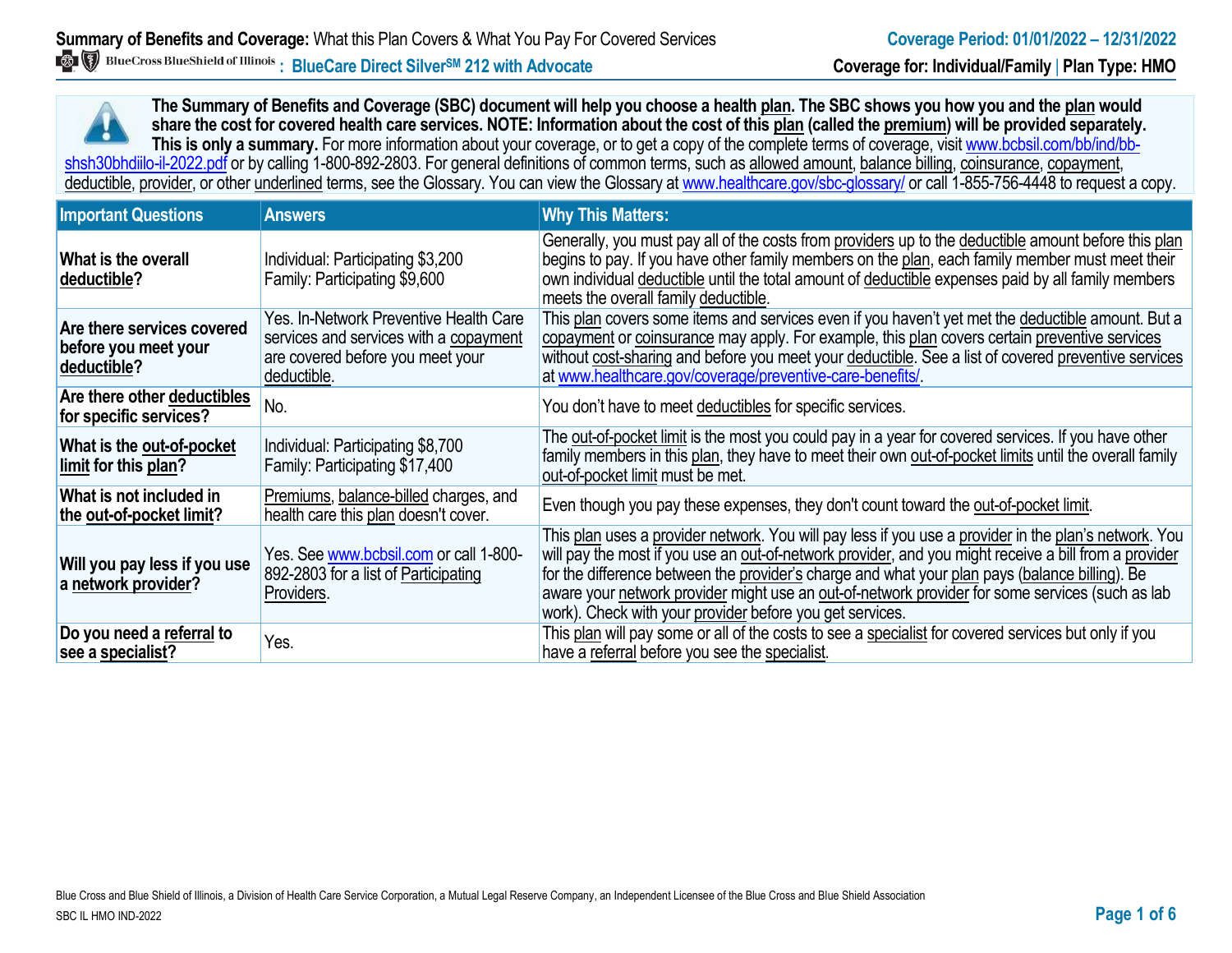**Summary of Benefits and Coverage:** What this Plan Covers & What You Pay For Covered Services

**Coverage Period: 01/01/2022 – 12/31/2022**

BlueCross BlueShield of Illinois **: BlueCare Direct Silver℠ 212 with Advocate**

**Coverage for: Individual/Family | Plan Type: HMO**

**The Summary of Benefits and Coverage (SBC) document will help you choose a health plan. The SBC shows you how you and the plan would share the cost for covered health care services. NOTE: Information about the cost of this plan (called the premium) will be provided separately. This is only a summary.** For more information about your coverage, or to get a copy of the complete terms of coverage, visit www.bcbsil.com/bb/ind/bb-shsh30bhdiilo-il-2022.pdf or by calling 1-800-892-2803. For general definitions of common terms, such as allowed amount, balance billing, coinsurance, copayment, deductible, provider, or other underlined terms, see the Glossary. You can view the Glossary at www.healthcare.gov/sbc-glossary/ or call 1-855-756-4448 to request a copy.

| Important Questions | Answers | Why This Matters: |
|---|---|---|
| **What is the overall deductible?** | Individual: Participating $3,200<br>Family: Participating $9,600 | Generally, you must pay all of the costs from providers up to the deductible amount before this plan begins to pay. If you have other family members on the plan, each family member must meet their own individual deductible until the total amount of deductible expenses paid by all family members meets the overall family deductible. |
| **Are there services covered before you meet your deductible?** | Yes. In-Network Preventive Health Care services and services with a copayment are covered before you meet your deductible. | This plan covers some items and services even if you haven't yet met the deductible amount. But a copayment or coinsurance may apply. For example, this plan covers certain preventive services without cost-sharing and before you meet your deductible. See a list of covered preventive services at www.healthcare.gov/coverage/preventive-care-benefits/. |
| **Are there other deductibles for specific services?** | No. | You don't have to meet deductibles for specific services. |
| **What is the out-of-pocket limit for this plan?** | Individual: Participating $8,700<br>Family: Participating $17,400 | The out-of-pocket limit is the most you could pay in a year for covered services. If you have other family members in this plan, they have to meet their own out-of-pocket limits until the overall family out-of-pocket limit must be met. |
| **What is not included in the out-of-pocket limit?** | Premiums, balance-billed charges, and health care this plan doesn't cover. | Even though you pay these expenses, they don't count toward the out-of-pocket limit. |
| **Will you pay less if you use a network provider?** | Yes. See www.bcbsil.com or call 1-800-892-2803 for a list of Participating Providers. | This plan uses a provider network. You will pay less if you use a provider in the plan's network. You will pay the most if you use an out-of-network provider, and you might receive a bill from a provider for the difference between the provider's charge and what your plan pays (balance billing). Be aware your network provider might use an out-of-network provider for some services (such as lab work). Check with your provider before you get services. |
| **Do you need a referral to see a specialist?** | Yes. | This plan will pay some or all of the costs to see a specialist for covered services but only if you have a referral before you see the specialist. |

Blue Cross and Blue Shield of Illinois, a Division of Health Care Service Corporation, a Mutual Legal Reserve Company, an Independent Licensee of the Blue Cross and Blue Shield Association

SBC IL HMO IND-2022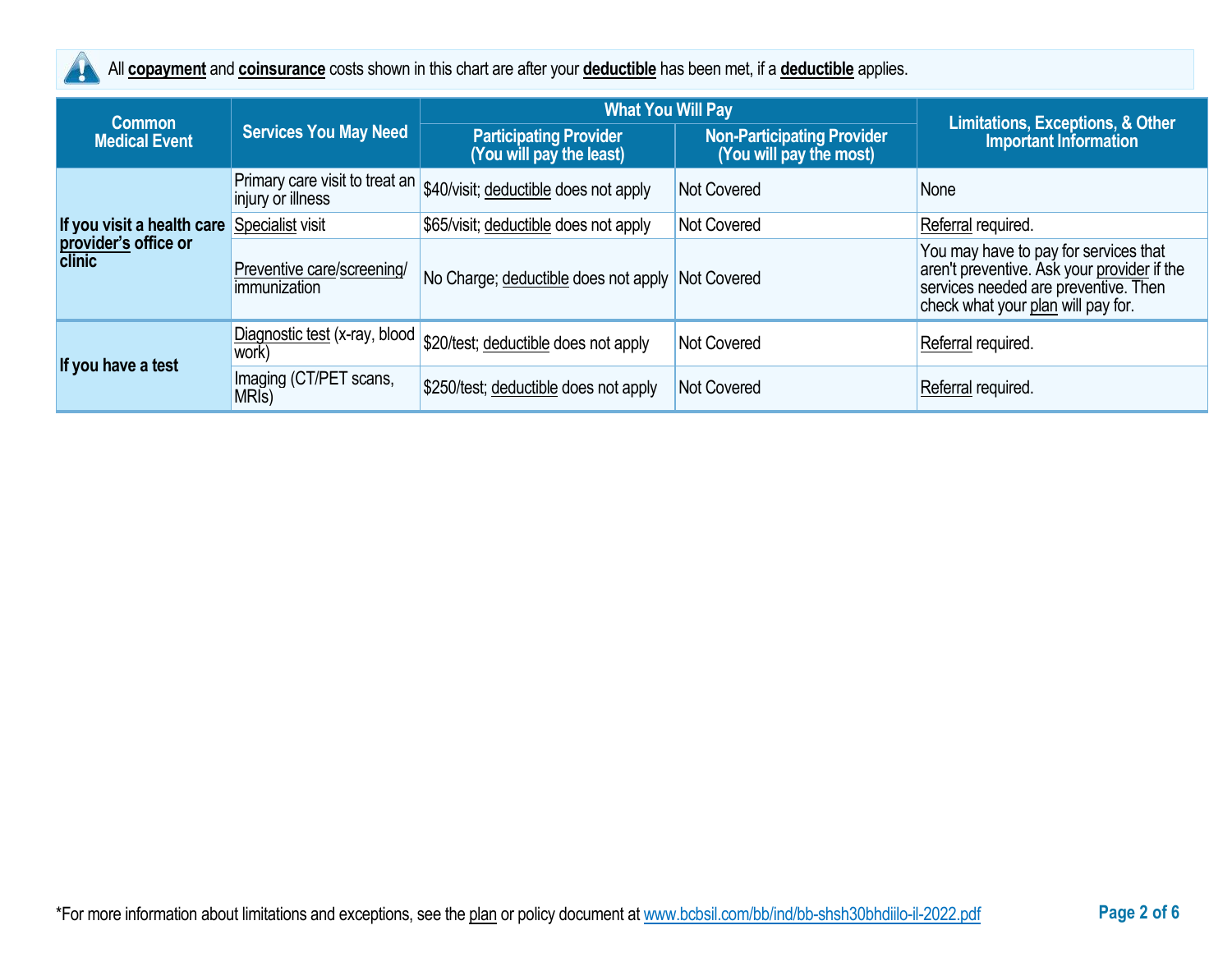All **copayment** and **coinsurance** costs shown in this chart are after your **deductible** has been met, if a **deductible** applies.

| Common Medical Event | Services You May Need | What You Will Pay | | Limitations, Exceptions, & Other Important Information |
|---|---|---|---|---|
| | | Participating Provider (You will pay the least) | Non-Participating Provider (You will pay the most) | |
| If you visit a health care provider's office or clinic | Primary care visit to treat an injury or illness | $40/visit; deductible does not apply | Not Covered | None |
| | Specialist visit | $65/visit; deductible does not apply | Not Covered | Referral required. |
| | Preventive care/screening/immunization | No Charge; deductible does not apply | Not Covered | You may have to pay for services that aren't preventive. Ask your provider if the services needed are preventive. Then check what your plan will pay for. |
| If you have a test | Diagnostic test (x-ray, blood work) | $20/test; deductible does not apply | Not Covered | Referral required. |
| | Imaging (CT/PET scans, MRIs) | $250/test; deductible does not apply | Not Covered | Referral required. |

*For more information about limitations and exceptions, see the plan or policy document at www.bcbsil.com/bb/ind/bb-shsh30bhdiilo-il-2022.pdf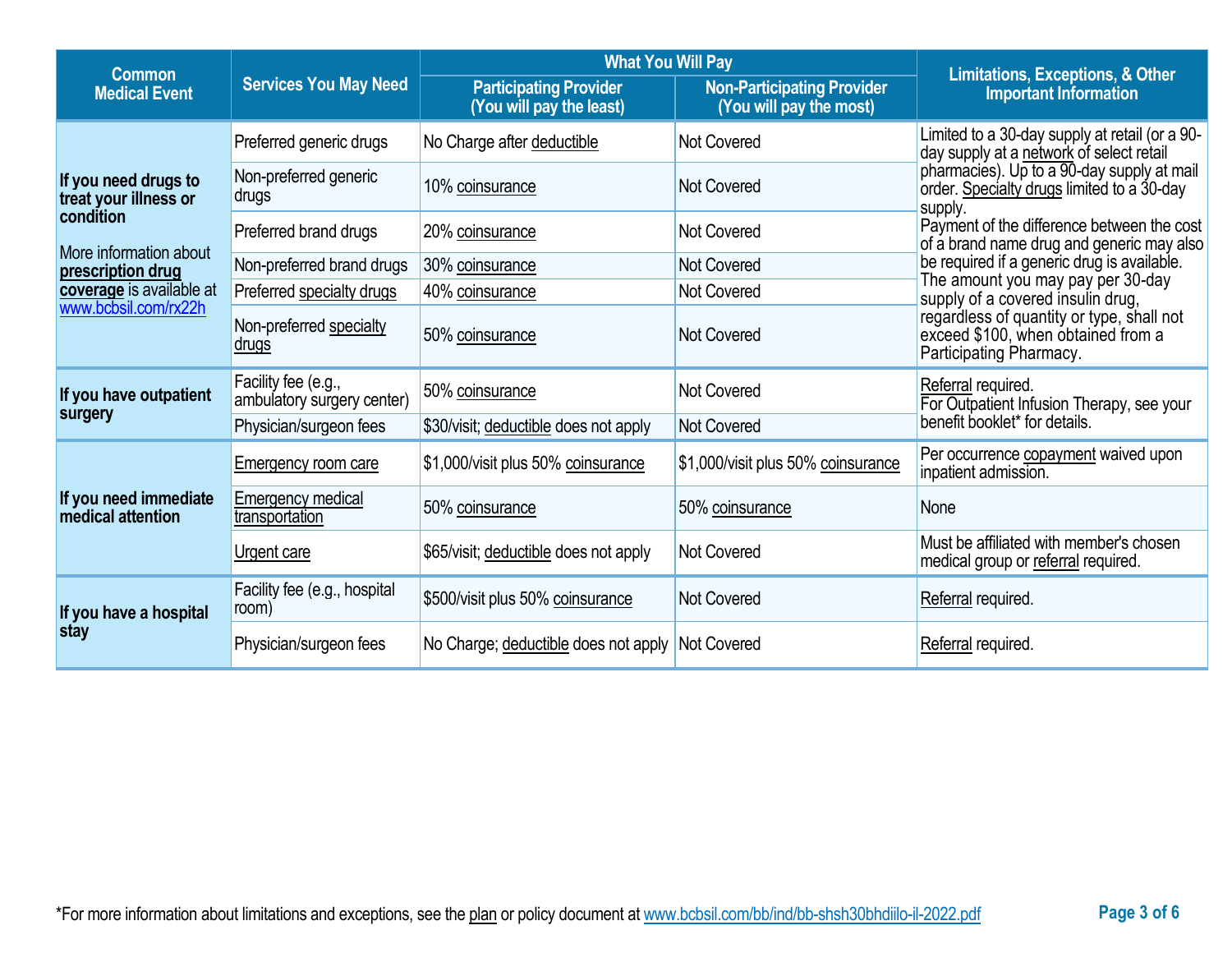| Common Medical Event | Services You May Need | What You Will Pay | | Limitations, Exceptions, & Other Important Information |
|---|---|---|---|---|
| | | Participating Provider (You will pay the least) | Non-Participating Provider (You will pay the most) | |
| **If you need drugs to treat your illness or condition** More information about **prescription drug coverage** is available at www.bcbsil.com/rx22h | Preferred generic drugs | No Charge after deductible | Not Covered | Limited to a 30-day supply at retail (or a 90-day supply at a network of select retail pharmacies). Up to a 90-day supply at mail order. Specialty drugs limited to a 30-day supply. Payment of the difference between the cost of a brand name drug and generic may also be required if a generic drug is available. The amount you may pay per 30-day supply of a covered insulin drug, regardless of quantity or type, shall not exceed $100, when obtained from a Participating Pharmacy. |
| | Non-preferred generic drugs | 10% coinsurance | Not Covered | |
| | Preferred brand drugs | 20% coinsurance | Not Covered | |
| | Non-preferred brand drugs | 30% coinsurance | Not Covered | |
| | Preferred specialty drugs | 40% coinsurance | Not Covered | |
| | Non-preferred specialty drugs | 50% coinsurance | Not Covered | |
| **If you have outpatient surgery** | Facility fee (e.g., ambulatory surgery center) | 50% coinsurance | Not Covered | Referral required. For Outpatient Infusion Therapy, see your benefit booklet* for details. |
| | Physician/surgeon fees | $30/visit; deductible does not apply | Not Covered | |
| **If you need immediate medical attention** | Emergency room care | $1,000/visit plus 50% coinsurance | $1,000/visit plus 50% coinsurance | Per occurrence copayment waived upon inpatient admission. |
| | Emergency medical transportation | 50% coinsurance | 50% coinsurance | None |
| | Urgent care | $65/visit; deductible does not apply | Not Covered | Must be affiliated with member's chosen medical group or referral required. |
| **If you have a hospital stay** | Facility fee (e.g., hospital room) | $500/visit plus 50% coinsurance | Not Covered | Referral required. |
| | Physician/surgeon fees | No Charge; deductible does not apply | Not Covered | Referral required. |

*For more information about limitations and exceptions, see the plan or policy document at www.bcbsil.com/bb/ind/bb-shsh30bhdiilo-il-2022.pdf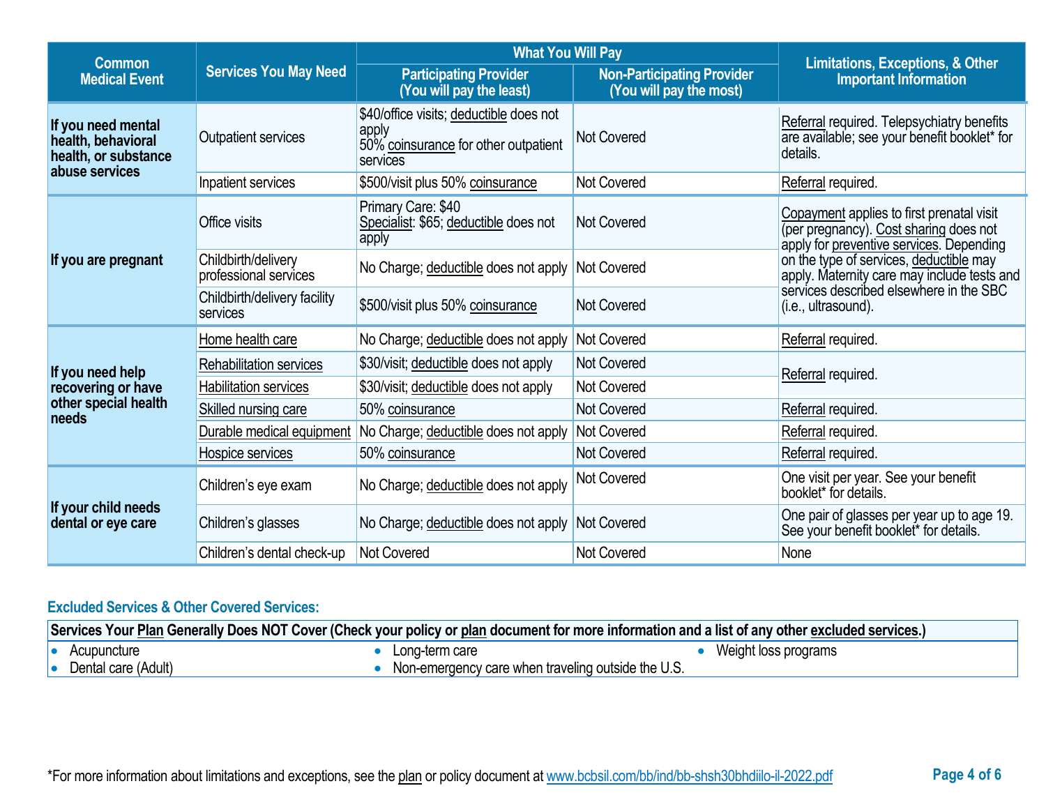| Common Medical Event | Services You May Need | What You Will Pay | | Limitations, Exceptions, & Other Important Information |
|---|---|---|---|---|
| | | Participating Provider (You will pay the least) | Non-Participating Provider (You will pay the most) | |
| If you need mental health, behavioral health, or substance abuse services | Outpatient services | $40/office visits; deductible does not apply<br>50% coinsurance for other outpatient services | Not Covered | Referral required. Telepsychiatry benefits are available; see your benefit booklet* for details. |
| | Inpatient services | $500/visit plus 50% coinsurance | Not Covered | Referral required. |
| If you are pregnant | Office visits | Primary Care: $40<br>Specialist: $65; deductible does not apply | Not Covered | Copayment applies to first prenatal visit (per pregnancy). Cost sharing does not apply for preventive services. Depending on the type of services, deductible may apply. Maternity care may include tests and services described elsewhere in the SBC (i.e., ultrasound). |
| | Childbirth/delivery professional services | No Charge; deductible does not apply | Not Covered | |
| | Childbirth/delivery facility services | $500/visit plus 50% coinsurance | Not Covered | |
| If you need help recovering or have other special health needs | Home health care | No Charge; deductible does not apply | Not Covered | Referral required. |
| | Rehabilitation services | $30/visit; deductible does not apply | Not Covered | Referral required. |
| | Habilitation services | $30/visit; deductible does not apply | Not Covered | |
| | Skilled nursing care | 50% coinsurance | Not Covered | Referral required. |
| | Durable medical equipment | No Charge; deductible does not apply | Not Covered | Referral required. |
| | Hospice services | 50% coinsurance | Not Covered | Referral required. |
| If your child needs dental or eye care | Children's eye exam | No Charge; deductible does not apply | Not Covered | One visit per year. See your benefit booklet* for details. |
| | Children's glasses | No Charge; deductible does not apply | Not Covered | One pair of glasses per year up to age 19. See your benefit booklet* for details. |
| | Children's dental check-up | Not Covered | Not Covered | None |

## Excluded Services & Other Covered Services:

**Services Your Plan Generally Does NOT Cover (Check your policy or plan document for more information and a list of any other excluded services.)**

- Acupuncture
- Dental care (Adult)
- Long-term care
- Non-emergency care when traveling outside the U.S.
- Weight loss programs

*For more information about limitations and exceptions, see the plan or policy document at www.bcbsil.com/bb/ind/bb-shsh30bhdiilo-il-2022.pdf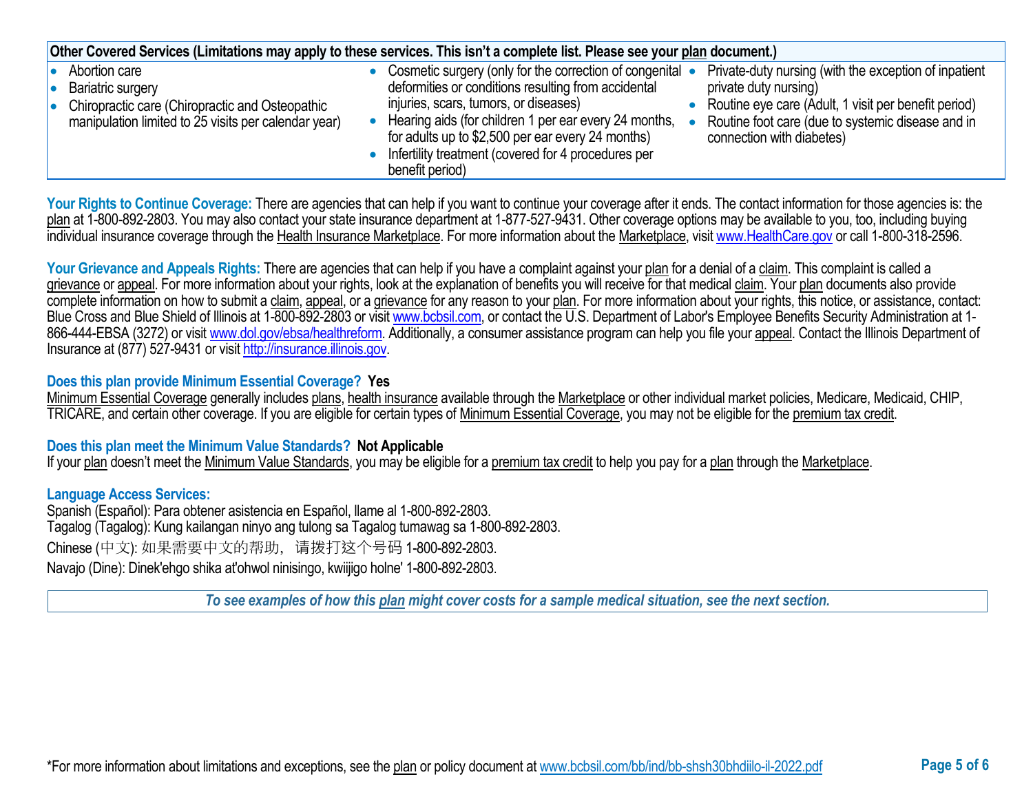| Other Covered Services (Limitations may apply to these services. This isn't a complete list. Please see your plan document.) | | |
| --- | --- | --- |
| • Abortion care<br>• Bariatric surgery<br>• Chiropractic care (Chiropractic and Osteopathic manipulation limited to 25 visits per calendar year) | • Cosmetic surgery (only for the correction of congenital deformities or conditions resulting from accidental injuries, scars, tumors, or diseases)<br>• Hearing aids (for children 1 per ear every 24 months, for adults up to $2,500 per ear every 24 months)<br>• Infertility treatment (covered for 4 procedures per benefit period) | • Private-duty nursing (with the exception of inpatient private duty nursing)<br>• Routine eye care (Adult, 1 visit per benefit period)<br>• Routine foot care (due to systemic disease and in connection with diabetes) |

**Your Rights to Continue Coverage:** There are agencies that can help if you want to continue your coverage after it ends. The contact information for those agencies is: the plan at 1-800-892-2803. You may also contact your state insurance department at 1-877-527-9431. Other coverage options may be available to you, too, including buying individual insurance coverage through the Health Insurance Marketplace. For more information about the Marketplace, visit www.HealthCare.gov or call 1-800-318-2596.

**Your Grievance and Appeals Rights:** There are agencies that can help if you have a complaint against your plan for a denial of a claim. This complaint is called a grievance or appeal. For more information about your rights, look at the explanation of benefits you will receive for that medical claim. Your plan documents also provide complete information on how to submit a claim, appeal, or a grievance for any reason to your plan. For more information about your rights, this notice, or assistance, contact: Blue Cross and Blue Shield of Illinois at 1-800-892-2803 or visit www.bcbsil.com, or contact the U.S. Department of Labor's Employee Benefits Security Administration at 1-866-444-EBSA (3272) or visit www.dol.gov/ebsa/healthreform. Additionally, a consumer assistance program can help you file your appeal. Contact the Illinois Department of Insurance at (877) 527-9431 or visit http://insurance.illinois.gov.

**Does this plan provide Minimum Essential Coverage? Yes**

Minimum Essential Coverage generally includes plans, health insurance available through the Marketplace or other individual market policies, Medicare, Medicaid, CHIP, TRICARE, and certain other coverage. If you are eligible for certain types of Minimum Essential Coverage, you may not be eligible for the premium tax credit.

**Does this plan meet the Minimum Value Standards? Not Applicable**

If your plan doesn't meet the Minimum Value Standards, you may be eligible for a premium tax credit to help you pay for a plan through the Marketplace.

**Language Access Services:**

Spanish (Español): Para obtener asistencia en Español, llame al 1-800-892-2803.
Tagalog (Tagalog): Kung kailangan ninyo ang tulong sa Tagalog tumawag sa 1-800-892-2803.
Chinese (中文): 如果需要中文的帮助，请拨打这个号码 1-800-892-2803.
Navajo (Dine): Dinek'ehgo shika at'ohwol ninisingo, kwiijigo holne' 1-800-892-2803.

***To see examples of how this plan might cover costs for a sample medical situation, see the next section.***

*For more information about limitations and exceptions, see the plan or policy document at www.bcbsil.com/bb/ind/bb-shsh30bhdiilo-il-2022.pdf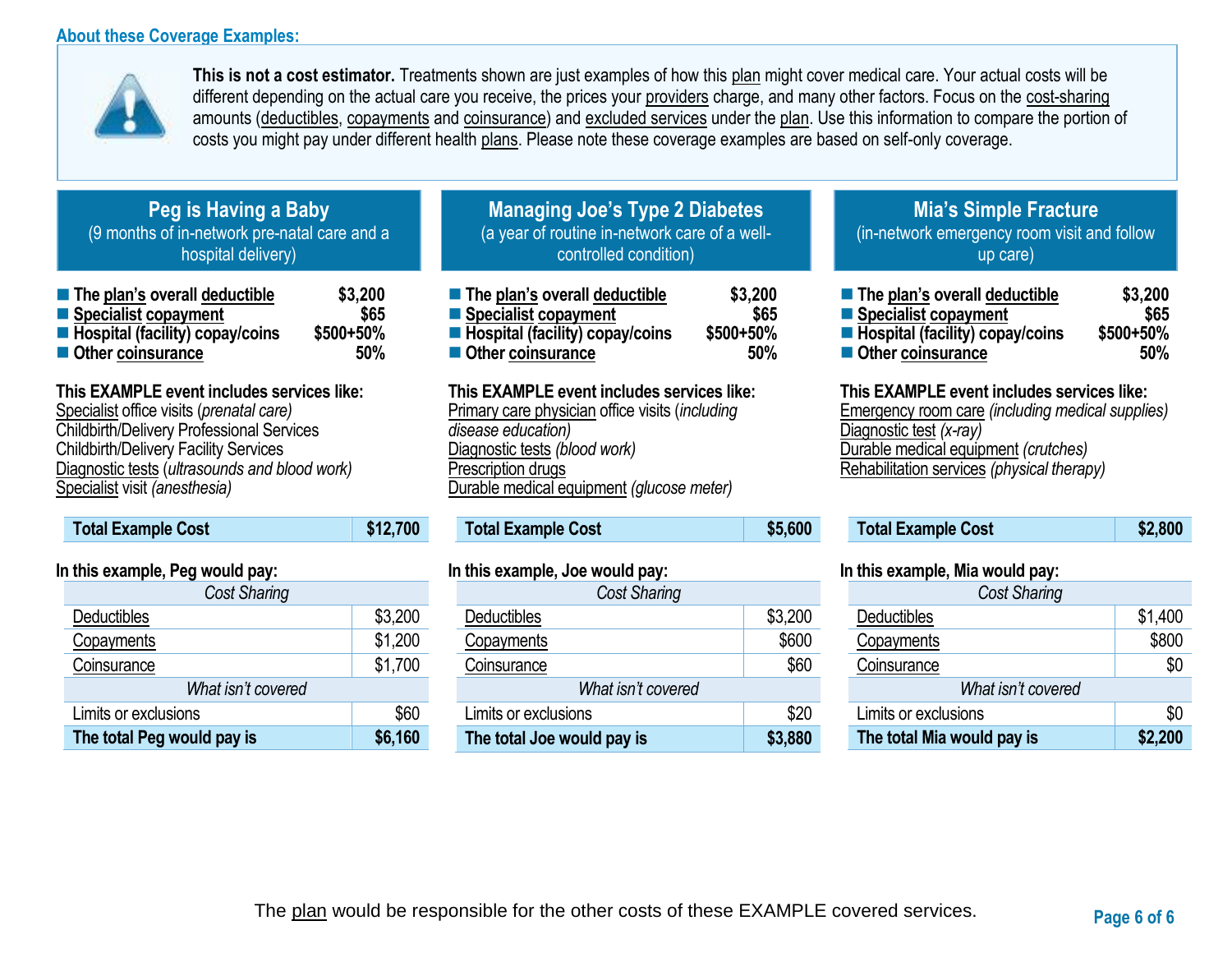## About these Coverage Examples:

**This is not a cost estimator.** Treatments shown are just examples of how this plan might cover medical care. Your actual costs will be different depending on the actual care you receive, the prices your providers charge, and many other factors. Focus on the cost-sharing amounts (deductibles, copayments and coinsurance) and excluded services under the plan. Use this information to compare the portion of costs you might pay under different health plans. Please note these coverage examples are based on self-only coverage.

### Peg is Having a Baby
(9 months of in-network pre-natal care and a hospital delivery)

- **The plan's overall deductible** — **$3,200**
- **Specialist copayment** — **$65**
- **Hospital (facility) copay/coins** — **$500+50%**
- **Other coinsurance** — **50%**

**This EXAMPLE event includes services like:**
Specialist office visits (*prenatal care)*
Childbirth/Delivery Professional Services
Childbirth/Delivery Facility Services
Diagnostic tests (*ultrasounds and blood work)*
Specialist visit *(anesthesia)*

| **Total Example Cost** | **$12,700** |
|---|---|

**In this example, Peg would pay:**

| *Cost Sharing* | |
|---|---|
| Deductibles | $3,200 |
| Copayments | $1,200 |
| Coinsurance | $1,700 |
| *What isn't covered* | |
| Limits or exclusions | $60 |
| **The total Peg would pay is** | **$6,160** |

### Managing Joe's Type 2 Diabetes
(a year of routine in-network care of a well-controlled condition)

- **The plan's overall deductible** — **$3,200**
- **Specialist copayment** — **$65**
- **Hospital (facility) copay/coins** — **$500+50%**
- **Other coinsurance** — **50%**

**This EXAMPLE event includes services like:**
Primary care physician office visits (*including disease education)*
Diagnostic tests *(blood work)*
Prescription drugs
Durable medical equipment *(glucose meter)*

| **Total Example Cost** | **$5,600** |
|---|---|

**In this example, Joe would pay:**

| *Cost Sharing* | |
|---|---|
| Deductibles | $3,200 |
| Copayments | $600 |
| Coinsurance | $60 |
| *What isn't covered* | |
| Limits or exclusions | $20 |
| **The total Joe would pay is** | **$3,880** |

### Mia's Simple Fracture
(in-network emergency room visit and follow up care)

- **The plan's overall deductible** — **$3,200**
- **Specialist copayment** — **$65**
- **Hospital (facility) copay/coins** — **$500+50%**
- **Other coinsurance** — **50%**

**This EXAMPLE event includes services like:**
Emergency room care *(including medical supplies)*
Diagnostic test *(x-ray)*
Durable medical equipment *(crutches)*
Rehabilitation services *(physical therapy)*

| **Total Example Cost** | **$2,800** |
|---|---|

**In this example, Mia would pay:**

| *Cost Sharing* | |
|---|---|
| Deductibles | $1,400 |
| Copayments | $800 |
| Coinsurance | $0 |
| *What isn't covered* | |
| Limits or exclusions | $0 |
| **The total Mia would pay is** | **$2,200** |

The plan would be responsible for the other costs of these EXAMPLE covered services.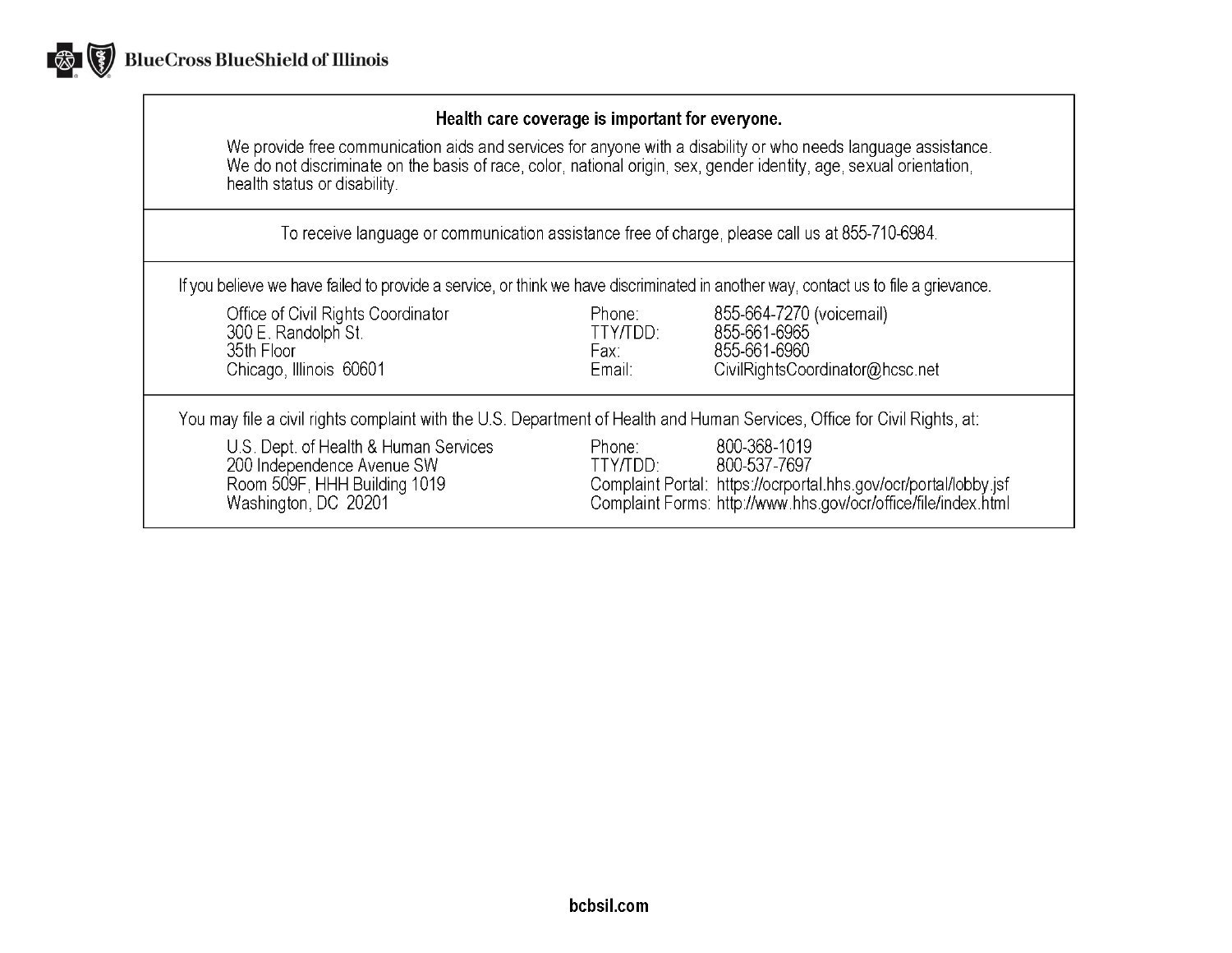BlueCross BlueShield of Illinois

**Health care coverage is important for everyone.**

We provide free communication aids and services for anyone with a disability or who needs language assistance. We do not discriminate on the basis of race, color, national origin, sex, gender identity, age, sexual orientation, health status or disability.

To receive language or communication assistance free of charge, please call us at 855-710-6984.

If you believe we have failed to provide a service, or think we have discriminated in another way, contact us to file a grievance.

| | | |
|---|---|---|
| Office of Civil Rights Coordinator | Phone: | 855-664-7270 (voicemail) |
| 300 E. Randolph St. | TTY/TDD: | 855-661-6965 |
| 35th Floor | Fax: | 855-661-6960 |
| Chicago, Illinois 60601 | Email: | CivilRightsCoordinator@hcsc.net |

You may file a civil rights complaint with the U.S. Department of Health and Human Services, Office for Civil Rights, at:

| | | |
|---|---|---|
| U.S. Dept. of Health & Human Services | Phone: | 800-368-1019 |
| 200 Independence Avenue SW | TTY/TDD: | 800-537-7697 |
| Room 509F, HHH Building 1019 | Complaint Portal: | https://ocrportal.hhs.gov/ocr/portal/lobby.jsf |
| Washington, DC 20201 | Complaint Forms: | http://www.hhs.gov/ocr/office/file/index.html |

**bcbsil.com**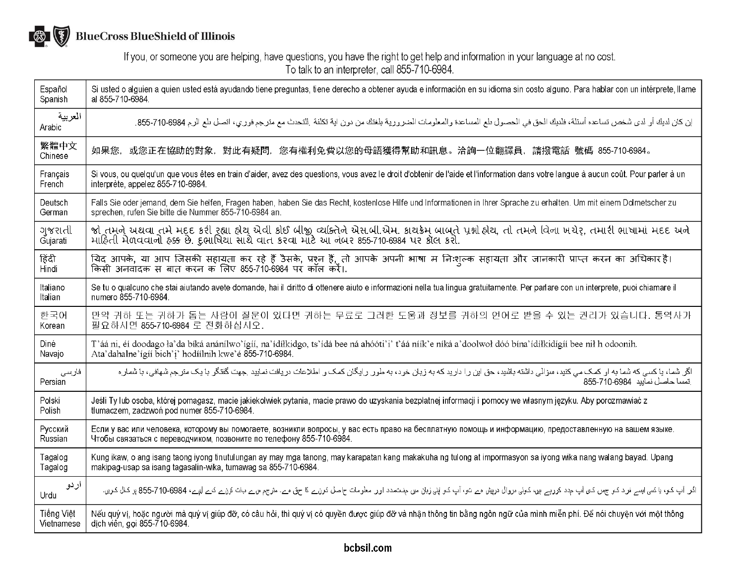BlueCross BlueShield of Illinois

If you, or someone you are helping, have questions, you have the right to get help and information in your language at no cost.
To talk to an interpreter, call 855-710-6984.

| | |
|---|---|
| Español<br>Spanish | Si usted o alguien a quien usted está ayudando tiene preguntas, tiene derecho a obtener ayuda e información en su idioma sin costo alguno. Para hablar con un intérprete, llame al 855-710-6984. |
| العربية<br>Arabic | إن كان لديك أو لدى شخص تساعده أسئلة، فلديك الحق في الحصول على المساعدة والمعلومات الضرورية بلغتك من دون اية تكلفة .للتحدث مع مترجم فوري، اتصل على الرقم 855-710-6984. |
| 繁體中文<br>Chinese | 如果您，或您正在協助的對象，對此有疑問，您有權利免費以您的母語獲得幫助和訊息。洽詢一位翻譯員，請撥電話 號碼 855-710-6984。 |
| Français<br>French | Si vous, ou quelqu'un que vous êtes en train d'aider, avez des questions, vous avez le droit d'obtenir de l'aide et l'information dans votre langue à aucun coût. Pour parler à un interprète, appelez 855-710-6984. |
| Deutsch<br>German | Falls Sie oder jemand, dem Sie helfen, Fragen haben, haben Sie das Recht, kostenlose Hilfe und Informationen in Ihrer Sprache zu erhalten. Um mit einem Dolmetscher zu sprechen, rufen Sie bitte die Nummer 855-710-6984 an. |
| ગુજરાતી<br>Gujarati | જો તમને અથવા તમે મદદ કરી રહ્યા હોય એવી કોઈ બીજી વ્યક્તિને એસ.બી.એમ. કાયક્રમ બાબતે પ્રશ્નો હોય, તો તમને વિના ખચેર, તમારી ભાષામાં મદદ અને માહિતી મેળવવાનો હક્ક છે. દુભાષિયા સાથે વાત કરવા માટે આ નંબર 855-710-6984 પર કૉલ કરો. |
| हिंदी<br>Hindi | यदि आपके, या आप जिसकी सहायता कर रहे हैं उसके, प्रश्न हैं, तो आपके अपनी भाषा म निःशुल्क सहायता और जानकारी प्राप्त करन का अधिकार है। किसी अनवादक स बात करन क लिए 855-710-6984 पर कॉल करें। |
| Italiano<br>Italian | Se tu o qualcuno che stai aiutando avete domande, hai il diritto di ottenere aiuto e informazioni nella tua lingua gratuitamente. Per parlare con un interprete, puoi chiamare il numero 855-710-6984. |
| 한국어<br>Korean | 만약 귀하 또는 귀하가 돕는 사람이 질문이 있다면 귀하는 무료로 그러한 도움과 정보를 귀하의 언어로 받을 수 있는 권리가 있습니다. 통역사가 필요하시면 855-710-6984 로 전화하십시오. |
| Diné<br>Navajo | T'áá ni, éí doodago ła'da bíká anánílwo'ígíí, na'ídíłkidgo, ts'ídá bee ná ahóóti'i' t'áá níík'e níká a'doolwoł dóó bína'ídíłkidígíí bee nił h odoonih. Ata'dahalne'ígíí bich'į' hodíílnih kwe'é 855-710-6984. |
| فارسی<br>Persian | اگر شما، یا کسی که شما به او کمک می کنید، سؤالی داشته باشید، حق این را دارید که به زبان خود، به طور رایگان کمک و اطلاعات دریافت نمایید. جهت گفتگو با یک مترجم شفاهی، با شماره 855-710-6984 تمسا حاصل نمایید. |
| Polski<br>Polish | Jeśli Ty lub osoba, której pomagasz, macie jakiekolwiek pytania, macie prawo do uzyskania bezpłatnej informacji i pomocy we własnym języku. Aby porozmawiać z tłumaczem, zadzwoń pod numer 855-710-6984. |
| Русский<br>Russian | Если у вас или человека, которому вы помогаете, возникли вопросы, у вас есть право на бесплатную помощь и информацию, предоставленную на вашем языке. Чтобы связаться с переводчиком, позвоните по телефону 855-710-6984. |
| Tagalog<br>Tagalog | Kung ikaw, o ang isang taong iyong tinutulungan ay may mga tanong, may karapatan kang makakuha ng tulong at impormasyon sa iyong wika nang walang bayad. Upang makipag-usap sa isang tagasalin-wika, tumawag sa 855-710-6984. |
| اردو<br>Urdu | اگر آپ کو، یا کسی ایسے فرد کو جس کی آپ مدد کررہے ہیں، کوئی سوال درپیش ہے تو، آپ کو اپنی زبان میں مفت مدد اور معلومات حاصل کرنے کا حق ہے۔ مترجم سے بات کرنے کے لیے، 855-710-6984 پر کال کریں۔ |
| Tiếng Việt<br>Vietnamese | Nếu quý vị, hoặc người mà quý vị giúp đỡ, có câu hỏi, thì quý vị có quyền được giúp đỡ và nhận thông tin bằng ngôn ngữ của mình miễn phí. Để nói chuyện với một thông dịch viên, gọi 855-710-6984. |

bcbsil.com